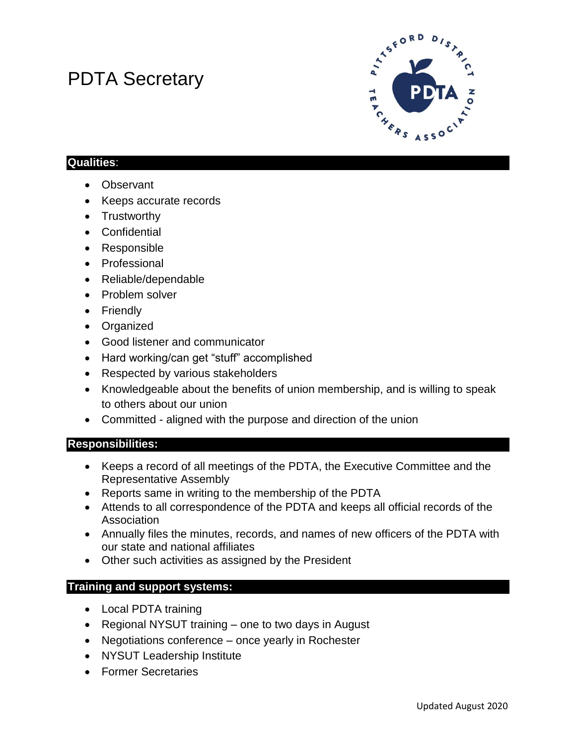# PDTA Secretary

## Qualities:

- Observant
- Keeps accurate records
- Trustworthy
- Confidential
- Responsible
- Professional
- Reliable/dependable
- Problem solver
- Friendly
- Organized
- Good listener and communicator
- Hard working/can get "stuff" accomplished
- Respected by various stakeholders
- Knowledgeable about the benefits of union membership, and is willing to speak to others about our union
- Committed - aligned with the purpose and direction of the union

## Responsibilities:

- Keeps a record of all meetings of the PDTA, the Executive Committee and the Representative Assembly
- Reports same in writing to the membership of the PDTA
- Attends to all correspondence of the PDTA and keeps all official records of the Association
- Annually files the minutes, records, and names of new officers of the PDTA with our state and national affiliates
- Other such activities as assigned by the President

## Training and support systems:

- Local PDTA training
- Regional NYSUT training – one to two days in August
- Negotiations conference – once yearly in Rochester
- NYSUT Leadership Institute
- Former Secretaries

Updated August 2020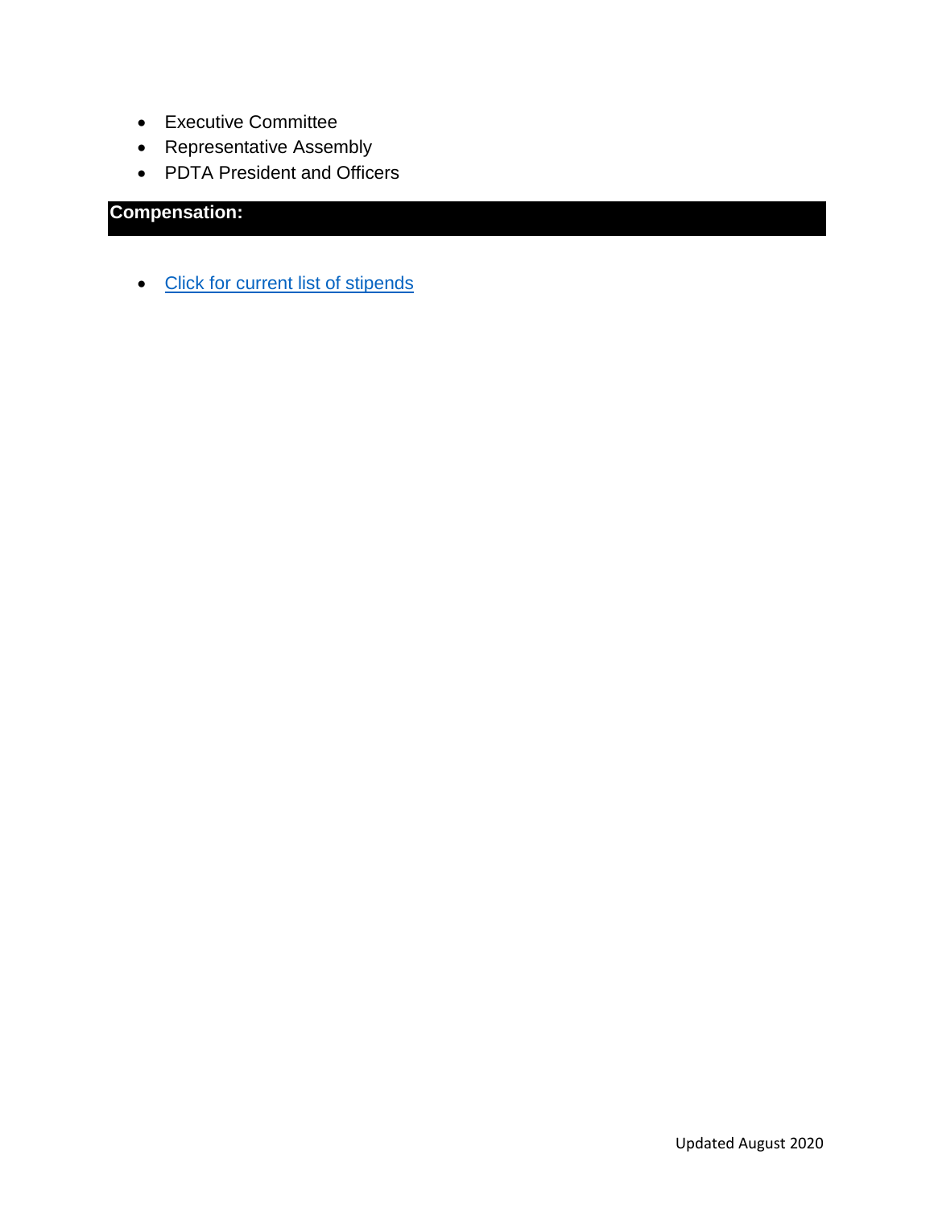- Executive Committee
- Representative Assembly
- PDTA President and Officers

## Compensation:

- Click for current list of stipends

Updated August 2020